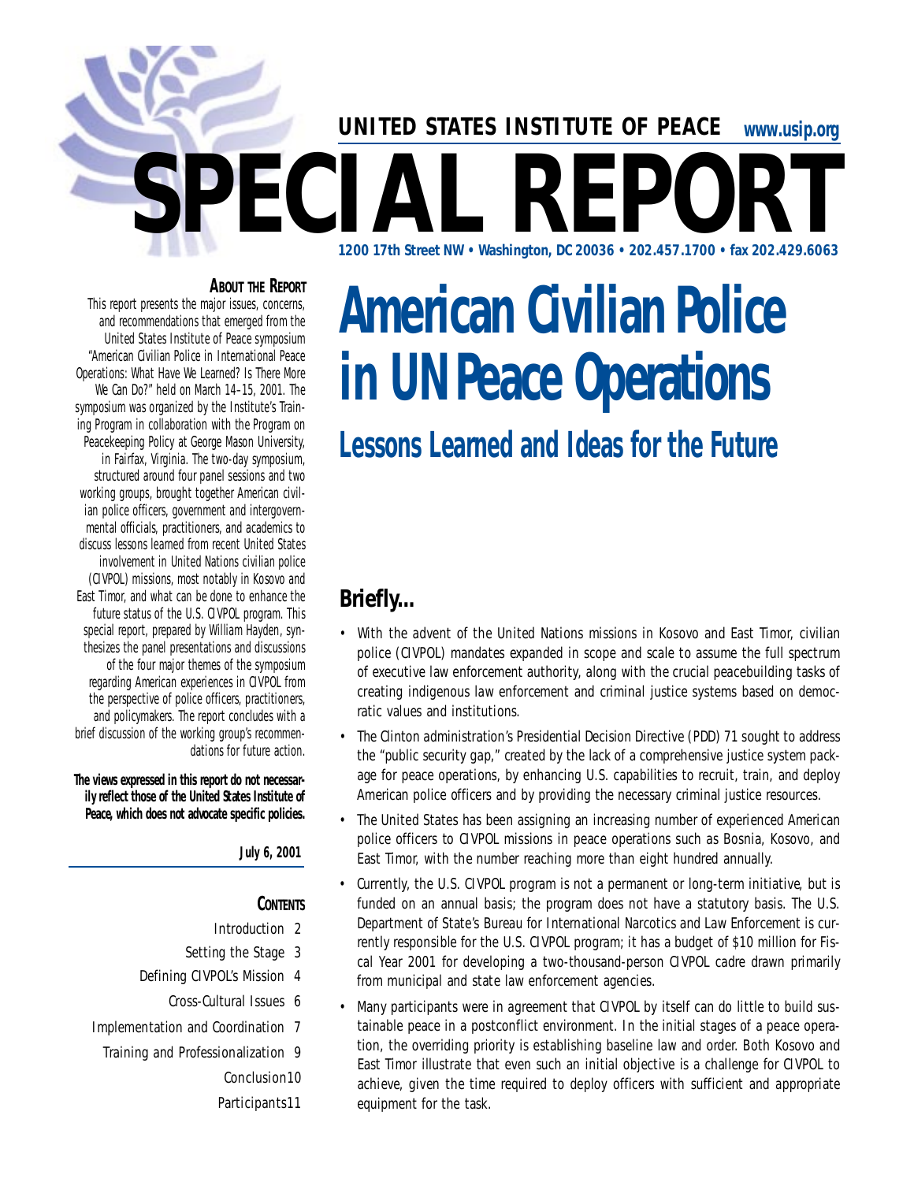**UNITED STATES INSTITUTE OF PEACE** www.usip.org

# SPECIAL REPORT

1200 17th Street NW • Washington, DC 20036 • 202.457.1700 • fax 202.429.6063

# American Civilian Police in UN Peace Operations

## Lessons Learned and Ideas for the Future

**About the Report**

This report presents the major issues, concerns, and recommendations that emerged from the United States Institute of Peace symposium "American Civilian Police in International Peace Operations: What Have We Learned? Is There More We Can Do?" held on March 14–15, 2001. The symposium was organized by the Institute's Training Program in collaboration with the Program on Peacekeeping Policy at George Mason University, in Fairfax, Virginia. The two-day symposium, structured around four panel sessions and two working groups, brought together American civilian police officers, government and intergovernmental officials, practitioners, and academics to discuss lessons learned from recent United States involvement in United Nations civilian police (CIVPOL) missions, most notably in Kosovo and East Timor, and what can be done to enhance the future status of the U.S. CIVPOL program. This special report, prepared by William Hayden, synthesizes the panel presentations and discussions of the four major themes of the symposium regarding American experiences in CIVPOL from the perspective of police officers, practitioners, and policymakers. The report concludes with a brief discussion of the working group's recommendations for future action.

**The views expressed in this report do not necessarily reflect those of the United States Institute of Peace, which does not advocate specific policies.**

**July 6, 2001**

**Contents**

- Introduction 2
- Setting the Stage 3
- Defining CIVPOL's Mission 4
- Cross-Cultural Issues 6
- Implementation and Coordination 7
- Training and Professionalization 9
- Conclusion 10
- Participants 11

## Briefly...

- With the advent of the United Nations missions in Kosovo and East Timor, civilian police (CIVPOL) mandates expanded in scope and scale to assume the full spectrum of executive law enforcement authority, along with the crucial peacebuilding tasks of creating indigenous law enforcement and criminal justice systems based on democratic values and institutions.
- The Clinton administration's Presidential Decision Directive (PDD) 71 sought to address the "public security gap," created by the lack of a comprehensive justice system package for peace operations, by enhancing U.S. capabilities to recruit, train, and deploy American police officers and by providing the necessary criminal justice resources.
- The United States has been assigning an increasing number of experienced American police officers to CIVPOL missions in peace operations such as Bosnia, Kosovo, and East Timor, with the number reaching more than eight hundred annually.
- Currently, the U.S. CIVPOL program is not a permanent or long-term initiative, but is funded on an annual basis; the program does not have a statutory basis. The U.S. Department of State's Bureau for International Narcotics and Law Enforcement is currently responsible for the U.S. CIVPOL program; it has a budget of $10 million for Fiscal Year 2001 for developing a two-thousand-person CIVPOL cadre drawn primarily from municipal and state law enforcement agencies.
- Many participants were in agreement that CIVPOL by itself can do little to build sustainable peace in a postconflict environment. In the initial stages of a peace operation, the overriding priority is establishing baseline law and order. Both Kosovo and East Timor illustrate that even such an initial objective is a challenge for CIVPOL to achieve, given the time required to deploy officers with sufficient and appropriate equipment for the task.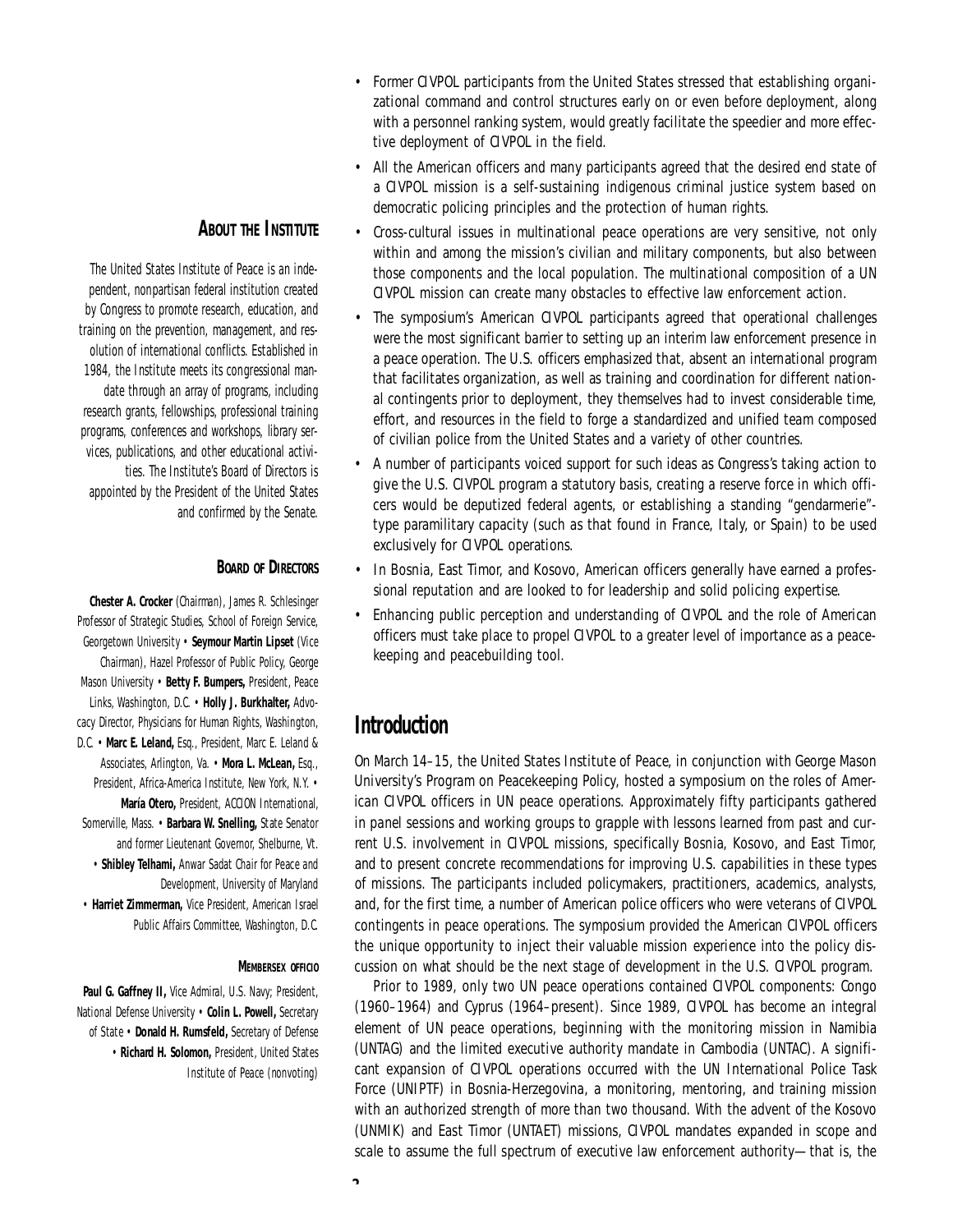## About the Institute

*The United States Institute of Peace is an independent, nonpartisan federal institution created by Congress to promote research, education, and training on the prevention, management, and resolution of international conflicts. Established in 1984, the Institute meets its congressional mandate through an array of programs, including research grants, fellowships, professional training programs, conferences and workshops, library services, publications, and other educational activities. The Institute's Board of Directors is appointed by the President of the United States and confirmed by the Senate.*

### Board of Directors

**Chester A. Crocker** (Chairman), James R. Schlesinger Professor of Strategic Studies, School of Foreign Service, Georgetown University • **Seymour Martin Lipset** (Vice Chairman), Hazel Professor of Public Policy, George Mason University • **Betty F. Bumpers,** President, Peace Links, Washington, D.C. • **Holly J. Burkhalter,** Advocacy Director, Physicians for Human Rights, Washington, D.C. • **Marc E. Leland,** Esq., President, Marc E. Leland & Associates, Arlington, Va. • **Mora L. McLean,** Esq., President, Africa-America Institute, New York, N.Y. • **María Otero,** President, ACCION International, Somerville, Mass. • **Barbara W. Snelling,** State Senator and former Lieutenant Governor, Shelburne, Vt. • **Shibley Telhami,** Anwar Sadat Chair for Peace and Development, University of Maryland • **Harriet Zimmerman,** Vice President, American Israel Public Affairs Committee, Washington, D.C.

#### Members ex officio

**Paul G. Gaffney II,** Vice Admiral, U.S. Navy; President, National Defense University • **Colin L. Powell,** Secretary of State • **Donald H. Rumsfeld,** Secretary of Defense • **Richard H. Solomon,** President, United States Institute of Peace (nonvoting)

- Former CIVPOL participants from the United States stressed that establishing organizational command and control structures early on or even before deployment, along with a personnel ranking system, would greatly facilitate the speedier and more effective deployment of CIVPOL in the field.
- All the American officers and many participants agreed that the desired end state of a CIVPOL mission is a self-sustaining indigenous criminal justice system based on democratic policing principles and the protection of human rights.
- Cross-cultural issues in multinational peace operations are very sensitive, not only within and among the mission's civilian and military components, but also between those components and the local population. The multinational composition of a UN CIVPOL mission can create many obstacles to effective law enforcement action.
- The symposium's American CIVPOL participants agreed that operational challenges were the most significant barrier to setting up an interim law enforcement presence in a peace operation. The U.S. officers emphasized that, absent an international program that facilitates organization, as well as training and coordination for different national contingents prior to deployment, they themselves had to invest considerable time, effort, and resources in the field to forge a standardized and unified team composed of civilian police from the United States and a variety of other countries.
- A number of participants voiced support for such ideas as Congress's taking action to give the U.S. CIVPOL program a statutory basis, creating a reserve force in which officers would be deputized federal agents, or establishing a standing "gendarmerie"-type paramilitary capacity (such as that found in France, Italy, or Spain) to be used exclusively for CIVPOL operations.
- In Bosnia, East Timor, and Kosovo, American officers generally have earned a professional reputation and are looked to for leadership and solid policing expertise.
- Enhancing public perception and understanding of CIVPOL and the role of American officers must take place to propel CIVPOL to a greater level of importance as a peacekeeping and peacebuilding tool.

## Introduction

On March 14–15, the United States Institute of Peace, in conjunction with George Mason University's Program on Peacekeeping Policy, hosted a symposium on the roles of American CIVPOL officers in UN peace operations. Approximately fifty participants gathered in panel sessions and working groups to grapple with lessons learned from past and current U.S. involvement in CIVPOL missions, specifically Bosnia, Kosovo, and East Timor, and to present concrete recommendations for improving U.S. capabilities in these types of missions. The participants included policymakers, practitioners, academics, analysts, and, for the first time, a number of American police officers who were veterans of CIVPOL contingents in peace operations. The symposium provided the American CIVPOL officers the unique opportunity to inject their valuable mission experience into the policy discussion on what should be the next stage of development in the U.S. CIVPOL program.

Prior to 1989, only two UN peace operations contained CIVPOL components: Congo (1960–1964) and Cyprus (1964–present). Since 1989, CIVPOL has become an integral element of UN peace operations, beginning with the monitoring mission in Namibia (UNTAG) and the limited executive authority mandate in Cambodia (UNTAC). A significant expansion of CIVPOL operations occurred with the UN International Police Task Force (UNIPTF) in Bosnia-Herzegovina, a monitoring, mentoring, and training mission with an authorized strength of more than two thousand. With the advent of the Kosovo (UNMIK) and East Timor (UNTAET) missions, CIVPOL mandates expanded in scope and scale to assume the full spectrum of executive law enforcement authority—that is, the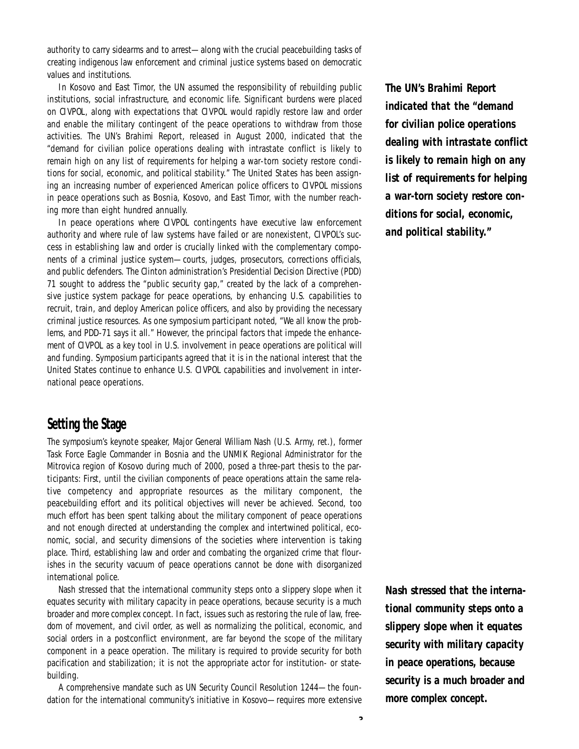authority to carry sidearms and to arrest—along with the crucial peacebuilding tasks of creating indigenous law enforcement and criminal justice systems based on democratic values and institutions.

In Kosovo and East Timor, the UN assumed the responsibility of rebuilding public institutions, social infrastructure, and economic life. Significant burdens were placed on CIVPOL, along with expectations that CIVPOL would rapidly restore law and order and enable the military contingent of the peace operations to withdraw from those activities. The UN's Brahimi Report, released in August 2000, indicated that the "demand for civilian police operations dealing with intrastate conflict is likely to remain high on any list of requirements for helping a war-torn society restore conditions for social, economic, and political stability." The United States has been assigning an increasing number of experienced American police officers to CIVPOL missions in peace operations such as Bosnia, Kosovo, and East Timor, with the number reaching more than eight hundred annually.

***The UN's Brahimi Report indicated that the "demand for civilian police operations dealing with intrastate conflict is likely to remain high on any list of requirements for helping a war-torn society restore conditions for social, economic, and political stability."***

In peace operations where CIVPOL contingents have executive law enforcement authority and where rule of law systems have failed or are nonexistent, CIVPOL's success in establishing law and order is crucially linked with the complementary components of a criminal justice system—courts, judges, prosecutors, corrections officials, and public defenders. The Clinton administration's Presidential Decision Directive (PDD) 71 sought to address the "public security gap," created by the lack of a comprehensive justice system package for peace operations, by enhancing U.S. capabilities to recruit, train, and deploy American police officers, and also by providing the necessary criminal justice resources. As one symposium participant noted, "We all know the problems, and PDD-71 says it all." However, the principal factors that impede the enhancement of CIVPOL as a key tool in U.S. involvement in peace operations are political will and funding. Symposium participants agreed that it is in the national interest that the United States continue to enhance U.S. CIVPOL capabilities and involvement in international peace operations.

## Setting the Stage

The symposium's keynote speaker, Major General William Nash (U.S. Army, ret.), former Task Force Eagle Commander in Bosnia and the UNMIK Regional Administrator for the Mitrovica region of Kosovo during much of 2000, posed a three-part thesis to the participants: First, until the civilian components of peace operations attain the same relative competency and appropriate resources as the military component, the peacebuilding effort and its political objectives will never be achieved. Second, too much effort has been spent talking about the military component of peace operations and not enough directed at understanding the complex and intertwined political, economic, social, and security dimensions of the societies where intervention is taking place. Third, establishing law and order and combating the organized crime that flourishes in the security vacuum of peace operations cannot be done with disorganized international police.

Nash stressed that the international community steps onto a slippery slope when it equates security with military capacity in peace operations, because security is a much broader and more complex concept. In fact, issues such as restoring the rule of law, freedom of movement, and civil order, as well as normalizing the political, economic, and social orders in a postconflict environment, are far beyond the scope of the military component in a peace operation. The military is required to provide security for both pacification and stabilization; it is not the appropriate actor for institution- or statebuilding.

***Nash stressed that the international community steps onto a slippery slope when it equates security with military capacity in peace operations, because security is a much broader and more complex concept.***

A comprehensive mandate such as UN Security Council Resolution 1244—the foundation for the international community's initiative in Kosovo—requires more extensive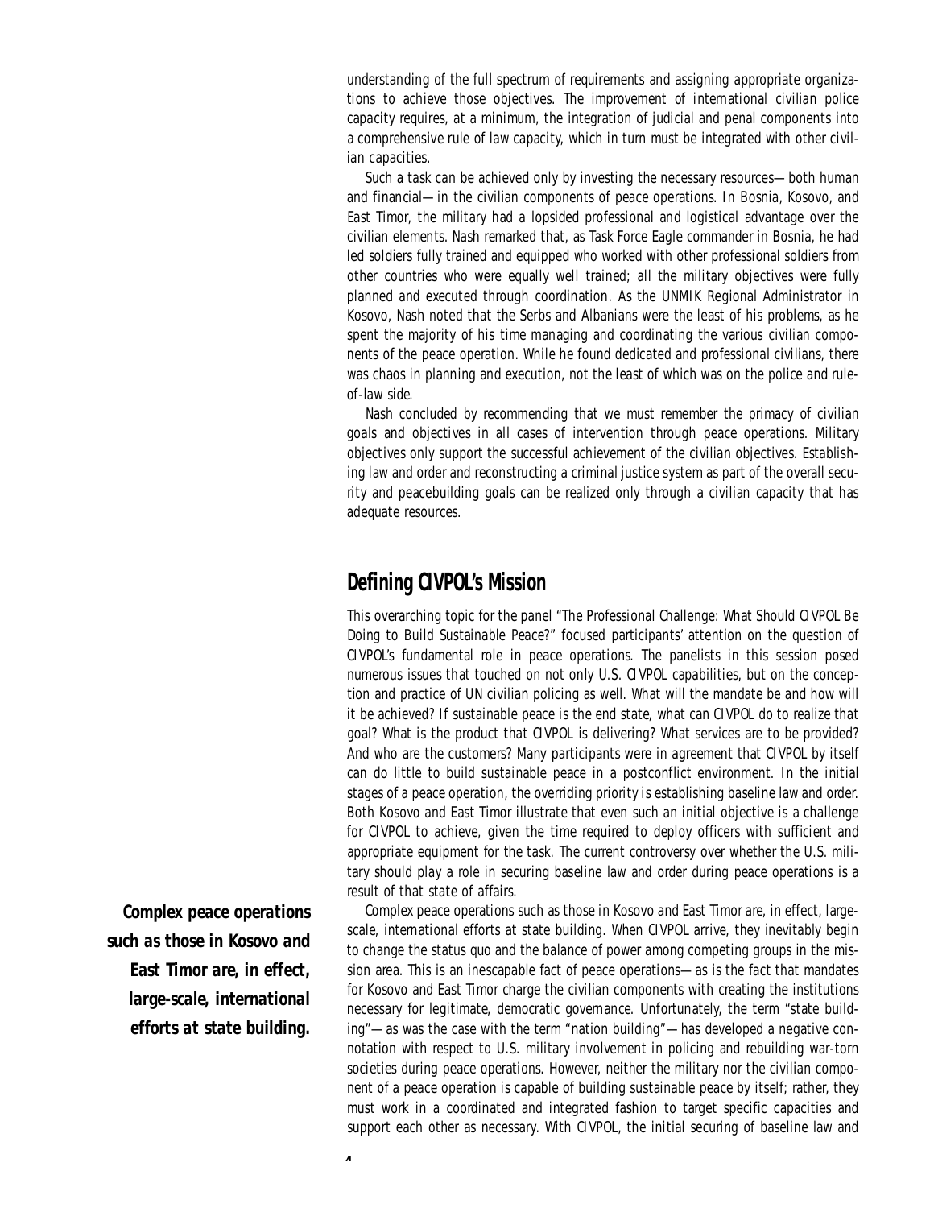understanding of the full spectrum of requirements and assigning appropriate organizations to achieve those objectives. The improvement of international civilian police capacity requires, at a minimum, the integration of judicial and penal components into a comprehensive rule of law capacity, which in turn must be integrated with other civilian capacities.

Such a task can be achieved only by investing the necessary resources—both human and financial—in the civilian components of peace operations. In Bosnia, Kosovo, and East Timor, the military had a lopsided professional and logistical advantage over the civilian elements. Nash remarked that, as Task Force Eagle commander in Bosnia, he had led soldiers fully trained and equipped who worked with other professional soldiers from other countries who were equally well trained; all the military objectives were fully planned and executed through coordination. As the UNMIK Regional Administrator in Kosovo, Nash noted that the Serbs and Albanians were the least of his problems, as he spent the majority of his time managing and coordinating the various civilian components of the peace operation. While he found dedicated and professional civilians, there was chaos in planning and execution, not the least of which was on the police and rule-of-law side.

Nash concluded by recommending that we must remember the primacy of civilian goals and objectives in all cases of intervention through peace operations. Military objectives only support the successful achievement of the civilian objectives. Establishing law and order and reconstructing a criminal justice system as part of the overall security and peacebuilding goals can be realized only through a civilian capacity that has adequate resources.

## Defining CIVPOL's Mission

This overarching topic for the panel "The Professional Challenge: What Should CIVPOL Be Doing to Build Sustainable Peace?" focused participants' attention on the question of CIVPOL's fundamental role in peace operations. The panelists in this session posed numerous issues that touched on not only U.S. CIVPOL capabilities, but on the conception and practice of UN civilian policing as well. What will the mandate be and how will it be achieved? If sustainable peace is the end state, what can CIVPOL do to realize that goal? What is the product that CIVPOL is delivering? What services are to be provided? And who are the customers? Many participants were in agreement that CIVPOL by itself can do little to build sustainable peace in a postconflict environment. In the initial stages of a peace operation, the overriding priority is establishing baseline law and order. Both Kosovo and East Timor illustrate that even such an initial objective is a challenge for CIVPOL to achieve, given the time required to deploy officers with sufficient and appropriate equipment for the task. The current controversy over whether the U.S. military should play a role in securing baseline law and order during peace operations is a result of that state of affairs.

***Complex peace operations such as those in Kosovo and East Timor are, in effect, large-scale, international efforts at state building.***

Complex peace operations such as those in Kosovo and East Timor are, in effect, large-scale, international efforts at state building. When CIVPOL arrive, they inevitably begin to change the status quo and the balance of power among competing groups in the mission area. This is an inescapable fact of peace operations—as is the fact that mandates for Kosovo and East Timor charge the civilian components with creating the institutions necessary for legitimate, democratic governance. Unfortunately, the term "state building"—as was the case with the term "nation building"—has developed a negative connotation with respect to U.S. military involvement in policing and rebuilding war-torn societies during peace operations. However, neither the military nor the civilian component of a peace operation is capable of building sustainable peace by itself; rather, they must work in a coordinated and integrated fashion to target specific capacities and support each other as necessary. With CIVPOL, the initial securing of baseline law and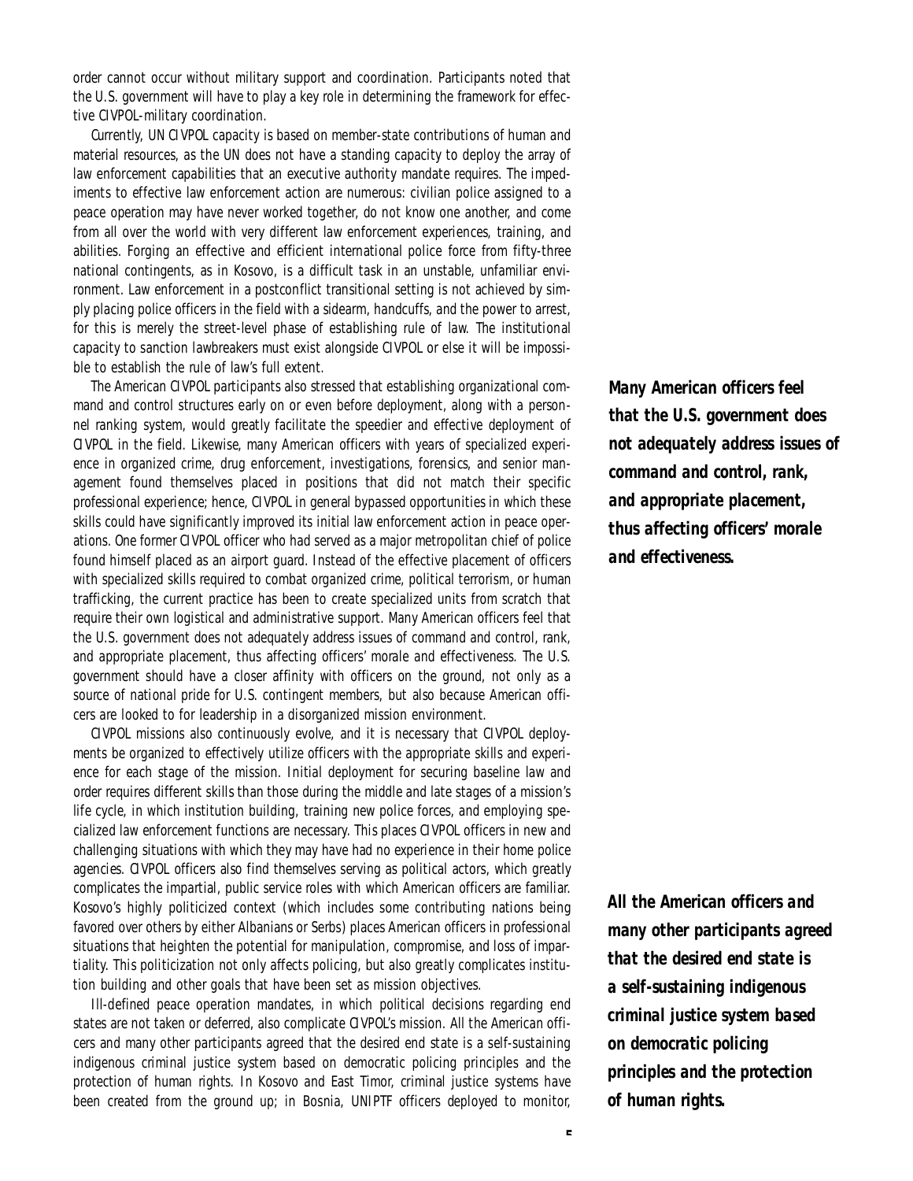order cannot occur without military support and coordination. Participants noted that the U.S. government will have to play a key role in determining the framework for effective CIVPOL-military coordination.

Currently, UN CIVPOL capacity is based on member-state contributions of human and material resources, as the UN does not have a standing capacity to deploy the array of law enforcement capabilities that an executive authority mandate requires. The impediments to effective law enforcement action are numerous: civilian police assigned to a peace operation may have never worked together, do not know one another, and come from all over the world with very different law enforcement experiences, training, and abilities. Forging an effective and efficient international police force from fifty-three national contingents, as in Kosovo, is a difficult task in an unstable, unfamiliar environment. Law enforcement in a postconflict transitional setting is not achieved by simply placing police officers in the field with a sidearm, handcuffs, and the power to arrest, for this is merely the street-level phase of establishing rule of law. The institutional capacity to sanction lawbreakers must exist alongside CIVPOL or else it will be impossible to establish the rule of law's full extent.

The American CIVPOL participants also stressed that establishing organizational command and control structures early on or even before deployment, along with a personnel ranking system, would greatly facilitate the speedier and effective deployment of CIVPOL in the field. Likewise, many American officers with years of specialized experience in organized crime, drug enforcement, investigations, forensics, and senior management found themselves placed in positions that did not match their specific professional experience; hence, CIVPOL in general bypassed opportunities in which these skills could have significantly improved its initial law enforcement action in peace operations. One former CIVPOL officer who had served as a major metropolitan chief of police found himself placed as an airport guard. Instead of the effective placement of officers with specialized skills required to combat organized crime, political terrorism, or human trafficking, the current practice has been to create specialized units from scratch that require their own logistical and administrative support. Many American officers feel that the U.S. government does not adequately address issues of command and control, rank, and appropriate placement, thus affecting officers' morale and effectiveness. The U.S. government should have a closer affinity with officers on the ground, not only as a source of national pride for U.S. contingent members, but also because American officers are looked to for leadership in a disorganized mission environment.

***Many American officers feel that the U.S. government does not adequately address issues of command and control, rank, and appropriate placement, thus affecting officers' morale and effectiveness.***

CIVPOL missions also continuously evolve, and it is necessary that CIVPOL deployments be organized to effectively utilize officers with the appropriate skills and experience for each stage of the mission. Initial deployment for securing baseline law and order requires different skills than those during the middle and late stages of a mission's life cycle, in which institution building, training new police forces, and employing specialized law enforcement functions are necessary. This places CIVPOL officers in new and challenging situations with which they may have had no experience in their home police agencies. CIVPOL officers also find themselves serving as political actors, which greatly complicates the impartial, public service roles with which American officers are familiar. Kosovo's highly politicized context (which includes some contributing nations being favored over others by either Albanians or Serbs) places American officers in professional situations that heighten the potential for manipulation, compromise, and loss of impartiality. This politicization not only affects policing, but also greatly complicates institution building and other goals that have been set as mission objectives.

Ill-defined peace operation mandates, in which political decisions regarding end states are not taken or deferred, also complicate CIVPOL's mission. All the American officers and many other participants agreed that the desired end state is a self-sustaining indigenous criminal justice system based on democratic policing principles and the protection of human rights. In Kosovo and East Timor, criminal justice systems have been created from the ground up; in Bosnia, UNIPTF officers deployed to monitor,

***All the American officers and many other participants agreed that the desired end state is a self-sustaining indigenous criminal justice system based on democratic policing principles and the protection of human rights.***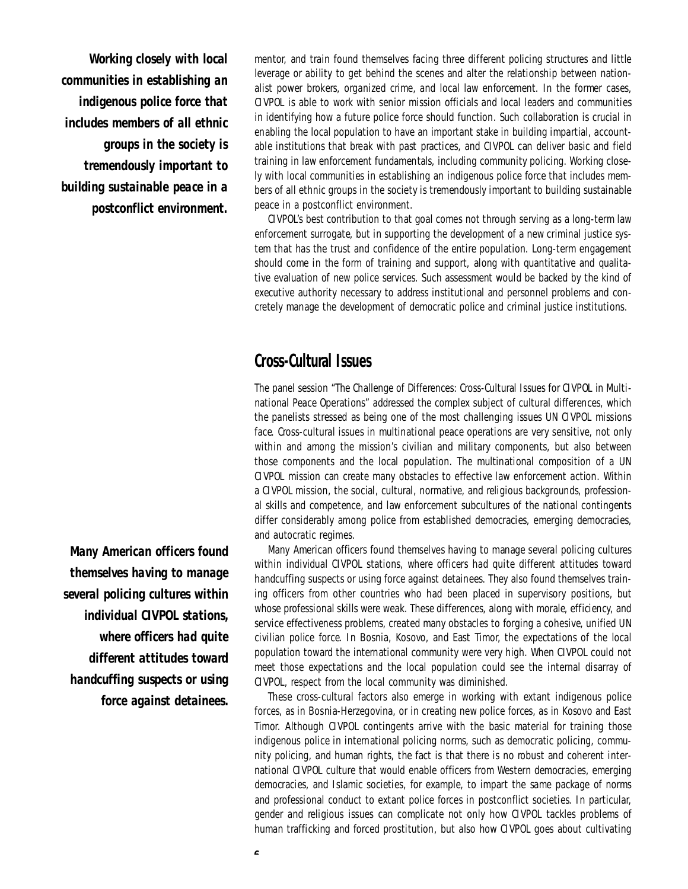mentor, and train found themselves facing three different policing structures and little leverage or ability to get behind the scenes and alter the relationship between nationalist power brokers, organized crime, and local law enforcement. In the former cases, CIVPOL is able to work with senior mission officials and local leaders and communities in identifying how a future police force should function. Such collaboration is crucial in enabling the local population to have an important stake in building impartial, accountable institutions that break with past practices, and CIVPOL can deliver basic and field training in law enforcement fundamentals, including community policing. Working closely with local communities in establishing an indigenous police force that includes members of all ethnic groups in the society is tremendously important to building sustainable peace in a postconflict environment.

***Working closely with local communities in establishing an indigenous police force that includes members of all ethnic groups in the society is tremendously important to building sustainable peace in a postconflict environment.***

CIVPOL's best contribution to that goal comes not through serving as a long-term law enforcement surrogate, but in supporting the development of a new criminal justice system that has the trust and confidence of the entire population. Long-term engagement should come in the form of training and support, along with quantitative and qualitative evaluation of new police services. Such assessment would be backed by the kind of executive authority necessary to address institutional and personnel problems and concretely manage the development of democratic police and criminal justice institutions.

## Cross-Cultural Issues

The panel session "The Challenge of Differences: Cross-Cultural Issues for CIVPOL in Multinational Peace Operations" addressed the complex subject of cultural differences, which the panelists stressed as being one of the most challenging issues UN CIVPOL missions face. Cross-cultural issues in multinational peace operations are very sensitive, not only within and among the mission's civilian and military components, but also between those components and the local population. The multinational composition of a UN CIVPOL mission can create many obstacles to effective law enforcement action. Within a CIVPOL mission, the social, cultural, normative, and religious backgrounds, professional skills and competence, and law enforcement subcultures of the national contingents differ considerably among police from established democracies, emerging democracies, and autocratic regimes.

Many American officers found themselves having to manage several policing cultures within individual CIVPOL stations, where officers had quite different attitudes toward handcuffing suspects or using force against detainees. They also found themselves training officers from other countries who had been placed in supervisory positions, but whose professional skills were weak. These differences, along with morale, efficiency, and service effectiveness problems, created many obstacles to forging a cohesive, unified UN civilian police force. In Bosnia, Kosovo, and East Timor, the expectations of the local population toward the international community were very high. When CIVPOL could not meet those expectations and the local population could see the internal disarray of CIVPOL, respect from the local community was diminished.

***Many American officers found themselves having to manage several policing cultures within individual CIVPOL stations, where officers had quite different attitudes toward handcuffing suspects or using force against detainees.***

These cross-cultural factors also emerge in working with extant indigenous police forces, as in Bosnia-Herzegovina, or in creating new police forces, as in Kosovo and East Timor. Although CIVPOL contingents arrive with the basic material for training those indigenous police in international policing norms, such as democratic policing, community policing, and human rights, the fact is that there is no robust and coherent international CIVPOL culture that would enable officers from Western democracies, emerging democracies, and Islamic societies, for example, to impart the same package of norms and professional conduct to extant police forces in postconflict societies. In particular, gender and religious issues can complicate not only how CIVPOL tackles problems of human trafficking and forced prostitution, but also how CIVPOL goes about cultivating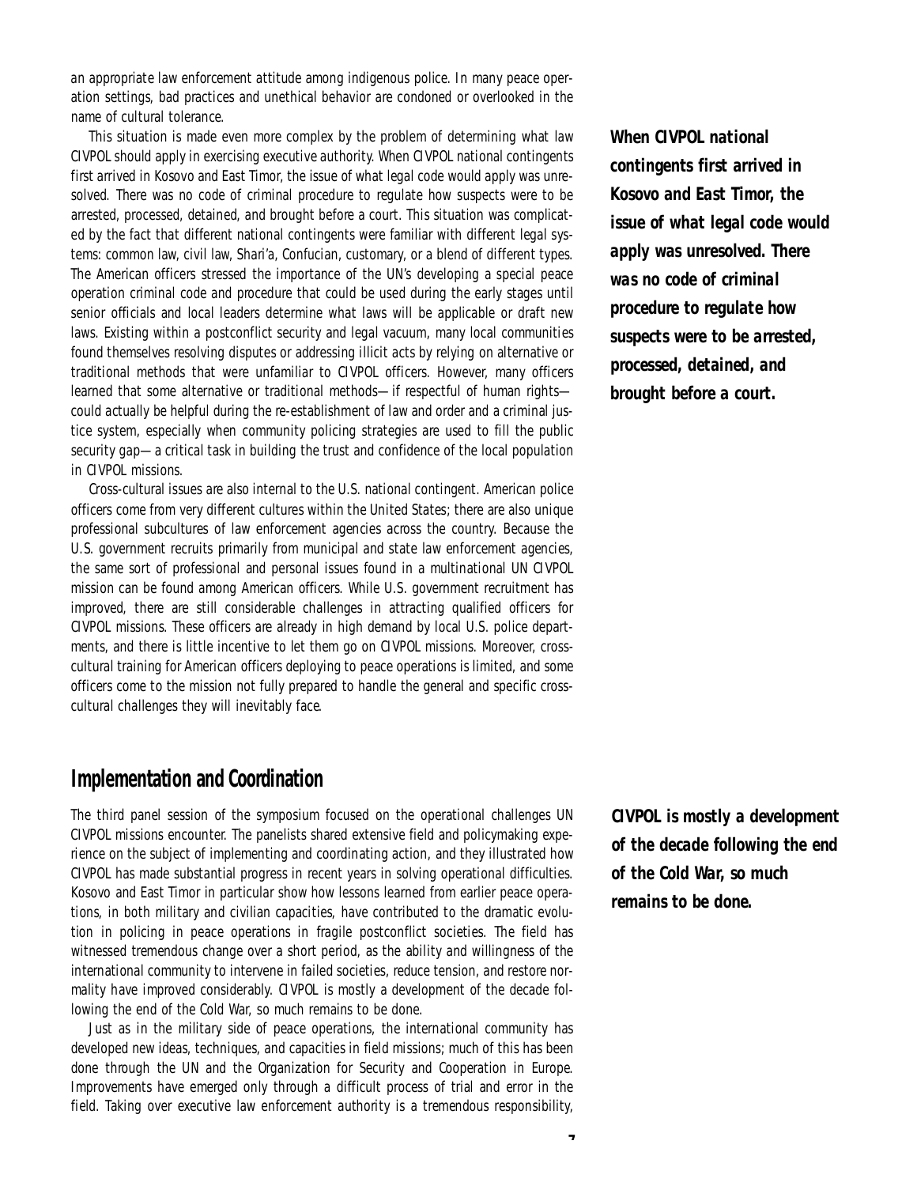an appropriate law enforcement attitude among indigenous police. In many peace operation settings, bad practices and unethical behavior are condoned or overlooked in the name of cultural tolerance.

This situation is made even more complex by the problem of determining what law CIVPOL should apply in exercising executive authority. When CIVPOL national contingents first arrived in Kosovo and East Timor, the issue of what legal code would apply was unresolved. There was no code of criminal procedure to regulate how suspects were to be arrested, processed, detained, and brought before a court. This situation was complicated by the fact that different national contingents were familiar with different legal systems: common law, civil law, Shari'a, Confucian, customary, or a blend of different types. The American officers stressed the importance of the UN's developing a special peace operation criminal code and procedure that could be used during the early stages until senior officials and local leaders determine what laws will be applicable or draft new laws. Existing within a postconflict security and legal vacuum, many local communities found themselves resolving disputes or addressing illicit acts by relying on alternative or traditional methods that were unfamiliar to CIVPOL officers. However, many officers learned that some alternative or traditional methods—if respectful of human rights—could actually be helpful during the re-establishment of law and order and a criminal justice system, especially when community policing strategies are used to fill the public security gap—a critical task in building the trust and confidence of the local population in CIVPOL missions.

***When CIVPOL national contingents first arrived in Kosovo and East Timor, the issue of what legal code would apply was unresolved. There was no code of criminal procedure to regulate how suspects were to be arrested, processed, detained, and brought before a court.***

Cross-cultural issues are also internal to the U.S. national contingent. American police officers come from very different cultures within the United States; there are also unique professional subcultures of law enforcement agencies across the country. Because the U.S. government recruits primarily from municipal and state law enforcement agencies, the same sort of professional and personal issues found in a multinational UN CIVPOL mission can be found among American officers. While U.S. government recruitment has improved, there are still considerable challenges in attracting qualified officers for CIVPOL missions. These officers are already in high demand by local U.S. police departments, and there is little incentive to let them go on CIVPOL missions. Moreover, cross-cultural training for American officers deploying to peace operations is limited, and some officers come to the mission not fully prepared to handle the general and specific cross-cultural challenges they will inevitably face.

## Implementation and Coordination

The third panel session of the symposium focused on the operational challenges UN CIVPOL missions encounter. The panelists shared extensive field and policymaking experience on the subject of implementing and coordinating action, and they illustrated how CIVPOL has made substantial progress in recent years in solving operational difficulties. Kosovo and East Timor in particular show how lessons learned from earlier peace operations, in both military and civilian capacities, have contributed to the dramatic evolution in policing in peace operations in fragile postconflict societies. The field has witnessed tremendous change over a short period, as the ability and willingness of the international community to intervene in failed societies, reduce tension, and restore normality have improved considerably. CIVPOL is mostly a development of the decade following the end of the Cold War, so much remains to be done.

***CIVPOL is mostly a development of the decade following the end of the Cold War, so much remains to be done.***

Just as in the military side of peace operations, the international community has developed new ideas, techniques, and capacities in field missions; much of this has been done through the UN and the Organization for Security and Cooperation in Europe. Improvements have emerged only through a difficult process of trial and error in the field. Taking over executive law enforcement authority is a tremendous responsibility,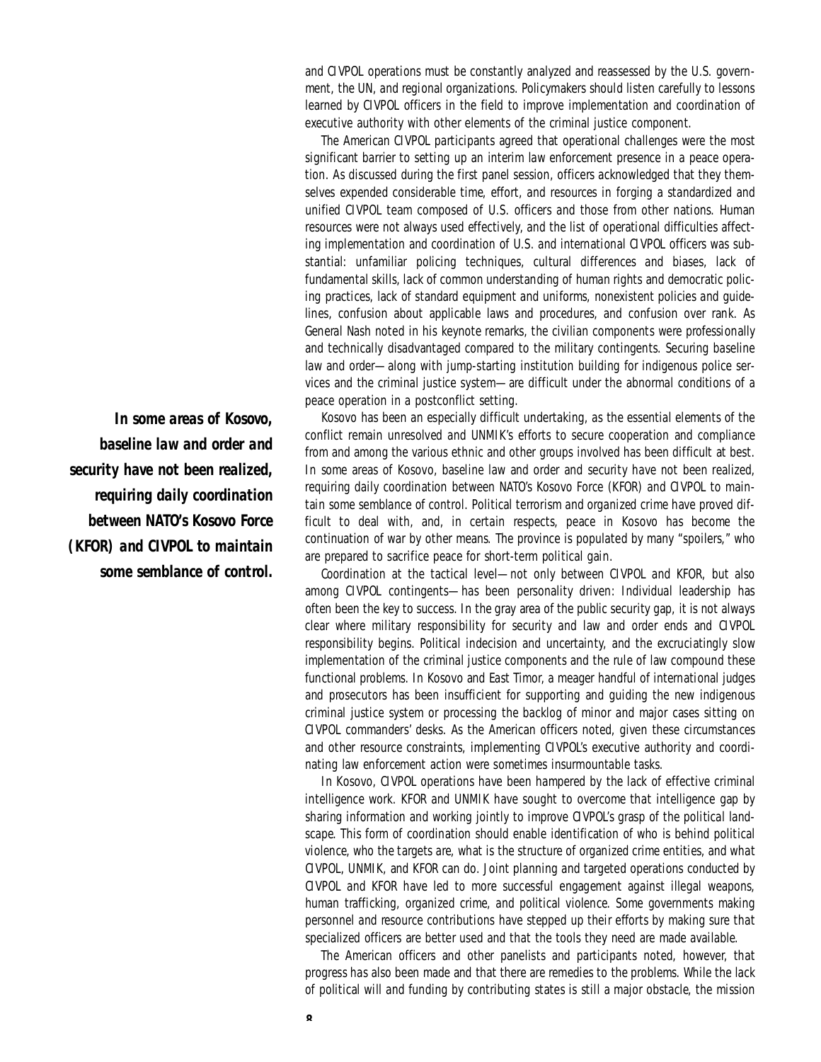and CIVPOL operations must be constantly analyzed and reassessed by the U.S. government, the UN, and regional organizations. Policymakers should listen carefully to lessons learned by CIVPOL officers in the field to improve implementation and coordination of executive authority with other elements of the criminal justice component.

The American CIVPOL participants agreed that operational challenges were the most significant barrier to setting up an interim law enforcement presence in a peace operation. As discussed during the first panel session, officers acknowledged that they themselves expended considerable time, effort, and resources in forging a standardized and unified CIVPOL team composed of U.S. officers and those from other nations. Human resources were not always used effectively, and the list of operational difficulties affecting implementation and coordination of U.S. and international CIVPOL officers was substantial: unfamiliar policing techniques, cultural differences and biases, lack of fundamental skills, lack of common understanding of human rights and democratic policing practices, lack of standard equipment and uniforms, nonexistent policies and guidelines, confusion about applicable laws and procedures, and confusion over rank. As General Nash noted in his keynote remarks, the civilian components were professionally and technically disadvantaged compared to the military contingents. Securing baseline law and order—along with jump-starting institution building for indigenous police services and the criminal justice system—are difficult under the abnormal conditions of a peace operation in a postconflict setting.

***In some areas of Kosovo, baseline law and order and security have not been realized, requiring daily coordination between NATO's Kosovo Force (KFOR) and CIVPOL to maintain some semblance of control.***

Kosovo has been an especially difficult undertaking, as the essential elements of the conflict remain unresolved and UNMIK's efforts to secure cooperation and compliance from and among the various ethnic and other groups involved has been difficult at best. In some areas of Kosovo, baseline law and order and security have not been realized, requiring daily coordination between NATO's Kosovo Force (KFOR) and CIVPOL to maintain some semblance of control. Political terrorism and organized crime have proved difficult to deal with, and, in certain respects, peace in Kosovo has become the continuation of war by other means. The province is populated by many "spoilers," who are prepared to sacrifice peace for short-term political gain.

Coordination at the tactical level—not only between CIVPOL and KFOR, but also among CIVPOL contingents—has been personality driven: Individual leadership has often been the key to success. In the gray area of the public security gap, it is not always clear where military responsibility for security and law and order ends and CIVPOL responsibility begins. Political indecision and uncertainty, and the excruciatingly slow implementation of the criminal justice components and the rule of law compound these functional problems. In Kosovo and East Timor, a meager handful of international judges and prosecutors has been insufficient for supporting and guiding the new indigenous criminal justice system or processing the backlog of minor and major cases sitting on CIVPOL commanders' desks. As the American officers noted, given these circumstances and other resource constraints, implementing CIVPOL's executive authority and coordinating law enforcement action were sometimes insurmountable tasks.

In Kosovo, CIVPOL operations have been hampered by the lack of effective criminal intelligence work. KFOR and UNMIK have sought to overcome that intelligence gap by sharing information and working jointly to improve CIVPOL's grasp of the political landscape. This form of coordination should enable identification of who is behind political violence, who the targets are, what is the structure of organized crime entities, and what CIVPOL, UNMIK, and KFOR can do. Joint planning and targeted operations conducted by CIVPOL and KFOR have led to more successful engagement against illegal weapons, human trafficking, organized crime, and political violence. Some governments making personnel and resource contributions have stepped up their efforts by making sure that specialized officers are better used and that the tools they need are made available.

The American officers and other panelists and participants noted, however, that progress has also been made and that there are remedies to the problems. While the lack of political will and funding by contributing states is still a major obstacle, the mission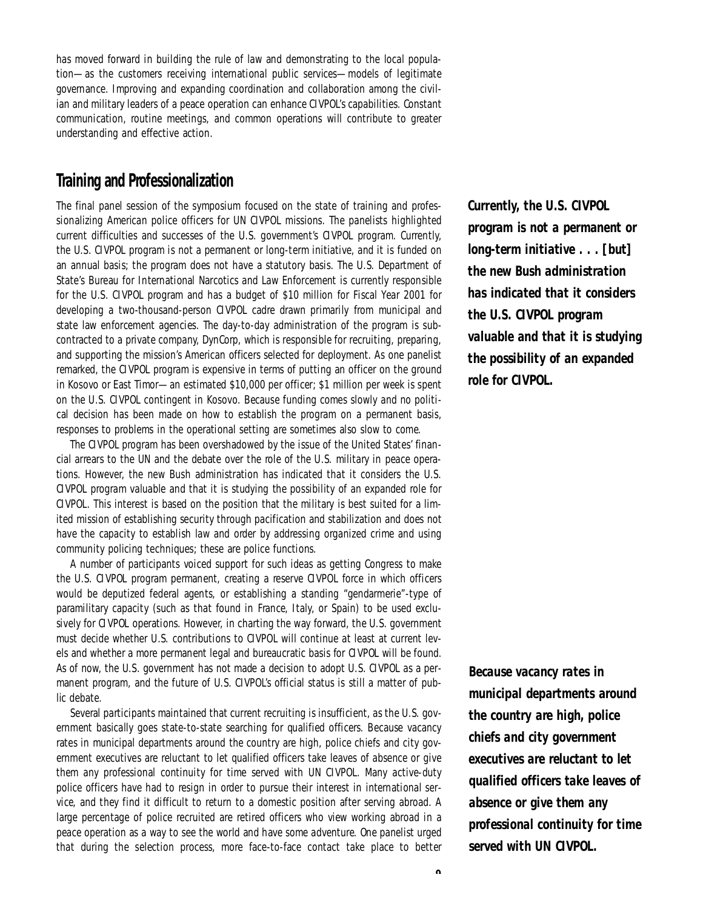has moved forward in building the rule of law and demonstrating to the local population—as the customers receiving international public services—models of legitimate governance. Improving and expanding coordination and collaboration among the civilian and military leaders of a peace operation can enhance CIVPOL's capabilities. Constant communication, routine meetings, and common operations will contribute to greater understanding and effective action.

## Training and Professionalization

The final panel session of the symposium focused on the state of training and professionalizing American police officers for UN CIVPOL missions. The panelists highlighted current difficulties and successes of the U.S. government's CIVPOL program. Currently, the U.S. CIVPOL program is not a permanent or long-term initiative, and it is funded on an annual basis; the program does not have a statutory basis. The U.S. Department of State's Bureau for International Narcotics and Law Enforcement is currently responsible for the U.S. CIVPOL program and has a budget of $10 million for Fiscal Year 2001 for developing a two-thousand-person CIVPOL cadre drawn primarily from municipal and state law enforcement agencies. The day-to-day administration of the program is subcontracted to a private company, DynCorp, which is responsible for recruiting, preparing, and supporting the mission's American officers selected for deployment. As one panelist remarked, the CIVPOL program is expensive in terms of putting an officer on the ground in Kosovo or East Timor—an estimated $10,000 per officer; $1 million per week is spent on the U.S. CIVPOL contingent in Kosovo. Because funding comes slowly and no political decision has been made on how to establish the program on a permanent basis, responses to problems in the operational setting are sometimes also slow to come.

***Currently, the U.S. CIVPOL program is not a permanent or long-term initiative . . . [but] the new Bush administration has indicated that it considers the U.S. CIVPOL program valuable and that it is studying the possibility of an expanded role for CIVPOL.***

The CIVPOL program has been overshadowed by the issue of the United States' financial arrears to the UN and the debate over the role of the U.S. military in peace operations. However, the new Bush administration has indicated that it considers the U.S. CIVPOL program valuable and that it is studying the possibility of an expanded role for CIVPOL. This interest is based on the position that the military is best suited for a limited mission of establishing security through pacification and stabilization and does not have the capacity to establish law and order by addressing organized crime and using community policing techniques; these are police functions.

A number of participants voiced support for such ideas as getting Congress to make the U.S. CIVPOL program permanent, creating a reserve CIVPOL force in which officers would be deputized federal agents, or establishing a standing "gendarmerie"-type of paramilitary capacity (such as that found in France, Italy, or Spain) to be used exclusively for CIVPOL operations. However, in charting the way forward, the U.S. government must decide whether U.S. contributions to CIVPOL will continue at least at current levels and whether a more permanent legal and bureaucratic basis for CIVPOL will be found. As of now, the U.S. government has not made a decision to adopt U.S. CIVPOL as a permanent program, and the future of U.S. CIVPOL's official status is still a matter of public debate.

Several participants maintained that current recruiting is insufficient, as the U.S. government basically goes state-to-state searching for qualified officers. Because vacancy rates in municipal departments around the country are high, police chiefs and city government executives are reluctant to let qualified officers take leaves of absence or give them any professional continuity for time served with UN CIVPOL. Many active-duty police officers have had to resign in order to pursue their interest in international service, and they find it difficult to return to a domestic position after serving abroad. A large percentage of police recruited are retired officers who view working abroad in a peace operation as a way to see the world and have some adventure. One panelist urged that during the selection process, more face-to-face contact take place to better

***Because vacancy rates in municipal departments around the country are high, police chiefs and city government executives are reluctant to let qualified officers take leaves of absence or give them any professional continuity for time served with UN CIVPOL.***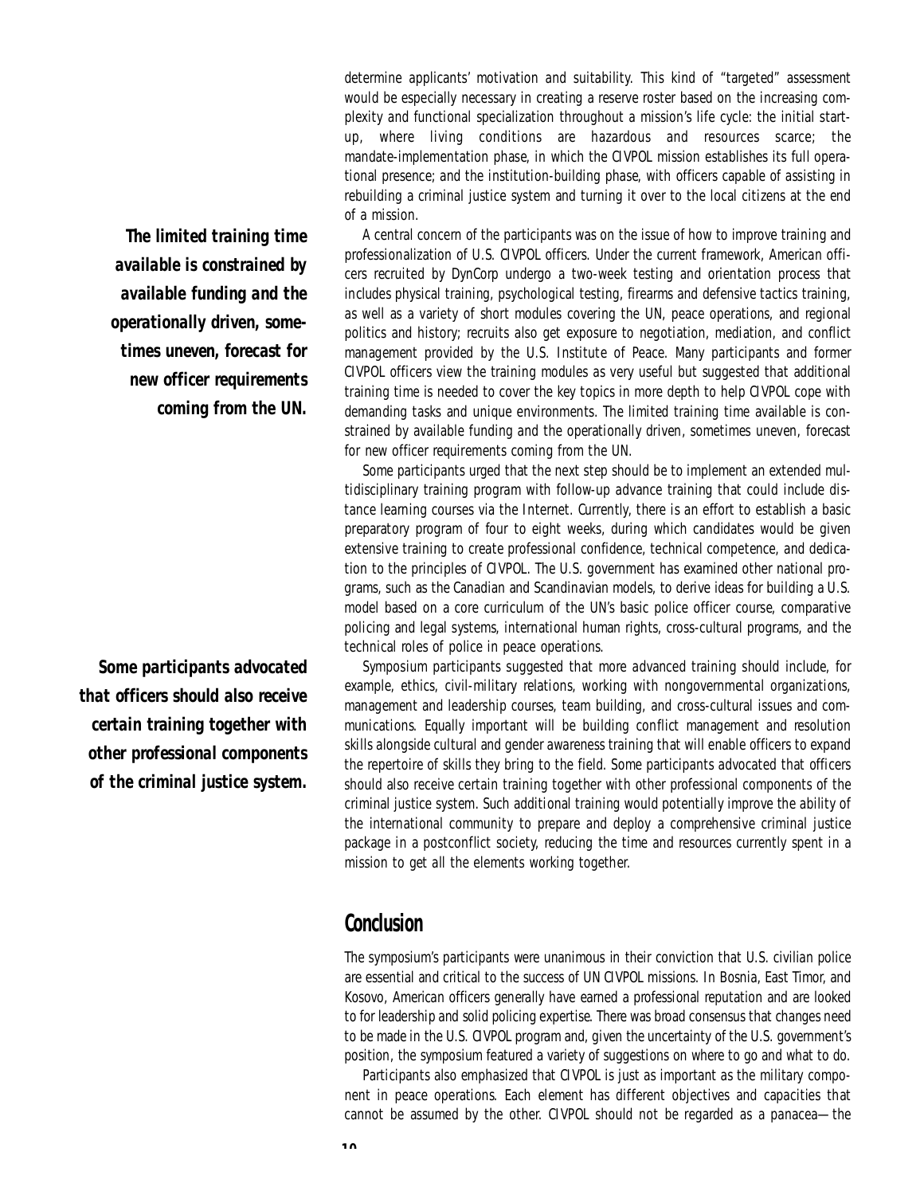determine applicants' motivation and suitability. This kind of "targeted" assessment would be especially necessary in creating a reserve roster based on the increasing complexity and functional specialization throughout a mission's life cycle: the initial start-up, where living conditions are hazardous and resources scarce; the mandate-implementation phase, in which the CIVPOL mission establishes its full operational presence; and the institution-building phase, with officers capable of assisting in rebuilding a criminal justice system and turning it over to the local citizens at the end of a mission.

**_The limited training time available is constrained by available funding and the operationally driven, sometimes uneven, forecast for new officer requirements coming from the UN._**

A central concern of the participants was on the issue of how to improve training and professionalization of U.S. CIVPOL officers. Under the current framework, American officers recruited by DynCorp undergo a two-week testing and orientation process that includes physical training, psychological testing, firearms and defensive tactics training, as well as a variety of short modules covering the UN, peace operations, and regional politics and history; recruits also get exposure to negotiation, mediation, and conflict management provided by the U.S. Institute of Peace. Many participants and former CIVPOL officers view the training modules as very useful but suggested that additional training time is needed to cover the key topics in more depth to help CIVPOL cope with demanding tasks and unique environments. The limited training time available is constrained by available funding and the operationally driven, sometimes uneven, forecast for new officer requirements coming from the UN.

Some participants urged that the next step should be to implement an extended multidisciplinary training program with follow-up advance training that could include distance learning courses via the Internet. Currently, there is an effort to establish a basic preparatory program of four to eight weeks, during which candidates would be given extensive training to create professional confidence, technical competence, and dedication to the principles of CIVPOL. The U.S. government has examined other national programs, such as the Canadian and Scandinavian models, to derive ideas for building a U.S. model based on a core curriculum of the UN's basic police officer course, comparative policing and legal systems, international human rights, cross-cultural programs, and the technical roles of police in peace operations.

**_Some participants advocated that officers should also receive certain training together with other professional components of the criminal justice system._**

Symposium participants suggested that more advanced training should include, for example, ethics, civil-military relations, working with nongovernmental organizations, management and leadership courses, team building, and cross-cultural issues and communications. Equally important will be building conflict management and resolution skills alongside cultural and gender awareness training that will enable officers to expand the repertoire of skills they bring to the field. Some participants advocated that officers should also receive certain training together with other professional components of the criminal justice system. Such additional training would potentially improve the ability of the international community to prepare and deploy a comprehensive criminal justice package in a postconflict society, reducing the time and resources currently spent in a mission to get all the elements working together.

## Conclusion

The symposium's participants were unanimous in their conviction that U.S. civilian police are essential and critical to the success of UN CIVPOL missions. In Bosnia, East Timor, and Kosovo, American officers generally have earned a professional reputation and are looked to for leadership and solid policing expertise. There was broad consensus that changes need to be made in the U.S. CIVPOL program and, given the uncertainty of the U.S. government's position, the symposium featured a variety of suggestions on where to go and what to do.

Participants also emphasized that CIVPOL is just as important as the military component in peace operations. Each element has different objectives and capacities that cannot be assumed by the other. CIVPOL should not be regarded as a panacea—the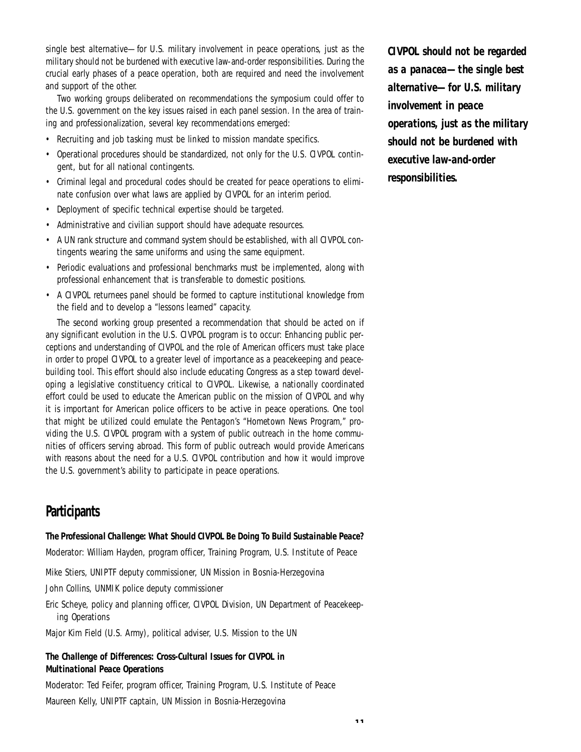single best alternative—for U.S. military involvement in peace operations, just as the military should not be burdened with executive law-and-order responsibilities. During the crucial early phases of a peace operation, both are required and need the involvement and support of the other.

Two working groups deliberated on recommendations the symposium could offer to the U.S. government on the key issues raised in each panel session. In the area of training and professionalization, several key recommendations emerged:

- Recruiting and job tasking must be linked to mission mandate specifics.
- Operational procedures should be standardized, not only for the U.S. CIVPOL contingent, but for all national contingents.
- Criminal legal and procedural codes should be created for peace operations to eliminate confusion over what laws are applied by CIVPOL for an interim period.
- Deployment of specific technical expertise should be targeted.
- Administrative and civilian support should have adequate resources.
- A UN rank structure and command system should be established, with all CIVPOL contingents wearing the same uniforms and using the same equipment.
- Periodic evaluations and professional benchmarks must be implemented, along with professional enhancement that is transferable to domestic positions.
- A CIVPOL returnees panel should be formed to capture institutional knowledge from the field and to develop a "lessons learned" capacity.

The second working group presented a recommendation that should be acted on if any significant evolution in the U.S. CIVPOL program is to occur: Enhancing public perceptions and understanding of CIVPOL and the role of American officers must take place in order to propel CIVPOL to a greater level of importance as a peacekeeping and peacebuilding tool. This effort should also include educating Congress as a step toward developing a legislative constituency critical to CIVPOL. Likewise, a nationally coordinated effort could be used to educate the American public on the mission of CIVPOL and why it is important for American police officers to be active in peace operations. One tool that might be utilized could emulate the Pentagon's "Hometown News Program," providing the U.S. CIVPOL program with a system of public outreach in the home communities of officers serving abroad. This form of public outreach would provide Americans with reasons about the need for a U.S. CIVPOL contribution and how it would improve the U.S. government's ability to participate in peace operations.

***CIVPOL should not be regarded as a panacea—the single best alternative—for U.S. military involvement in peace operations, just as the military should not be burdened with executive law-and-order responsibilities.***

## Participants

**The Professional Challenge: What Should CIVPOL Be Doing To Build Sustainable Peace?**

Moderator: William Hayden, program officer, Training Program, U.S. Institute of Peace

Mike Stiers, UNIPTF deputy commissioner, UN Mission in Bosnia-Herzegovina

John Collins, UNMIK police deputy commissioner

Eric Scheye, policy and planning officer, CIVPOL Division, UN Department of Peacekeeping Operations

Major Kim Field (U.S. Army), political adviser, U.S. Mission to the UN

**The Challenge of Differences: Cross-Cultural Issues for CIVPOL in Multinational Peace Operations**

Moderator: Ted Feifer, program officer, Training Program, U.S. Institute of Peace

Maureen Kelly, UNIPTF captain, UN Mission in Bosnia-Herzegovina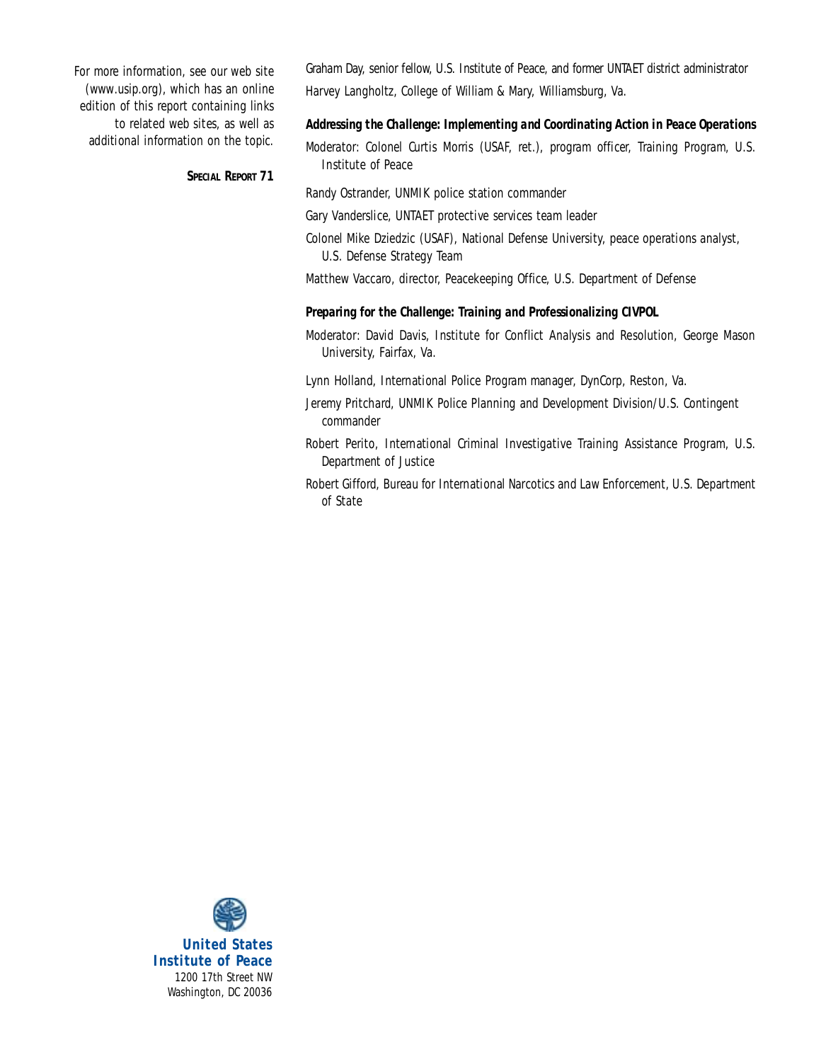For more information, see our web site (www.usip.org), which has an online edition of this report containing links to related web sites, as well as additional information on the topic.

**SPECIAL REPORT 71**

*Graham Day, senior fellow, U.S. Institute of Peace, and former UNTAET district administrator*

*Harvey Langholtz, College of William & Mary, Williamsburg, Va.*

***Addressing the Challenge: Implementing and Coordinating Action in Peace Operations***

*Moderator: Colonel Curtis Morris (USAF, ret.), program officer, Training Program, U.S. Institute of Peace*

*Randy Ostrander, UNMIK police station commander*

*Gary Vanderslice, UNTAET protective services team leader*

*Colonel Mike Dziedzic (USAF), National Defense University, peace operations analyst, U.S. Defense Strategy Team*

*Matthew Vaccaro, director, Peacekeeping Office, U.S. Department of Defense*

***Preparing for the Challenge: Training and Professionalizing CIVPOL***

*Moderator: David Davis, Institute for Conflict Analysis and Resolution, George Mason University, Fairfax, Va.*

*Lynn Holland, International Police Program manager, DynCorp, Reston, Va.*

*Jeremy Pritchard, UNMIK Police Planning and Development Division/U.S. Contingent commander*

*Robert Perito, International Criminal Investigative Training Assistance Program, U.S. Department of Justice*

*Robert Gifford, Bureau for International Narcotics and Law Enforcement, U.S. Department of State*

**United States Institute of Peace**
1200 17th Street NW
Washington, DC 20036